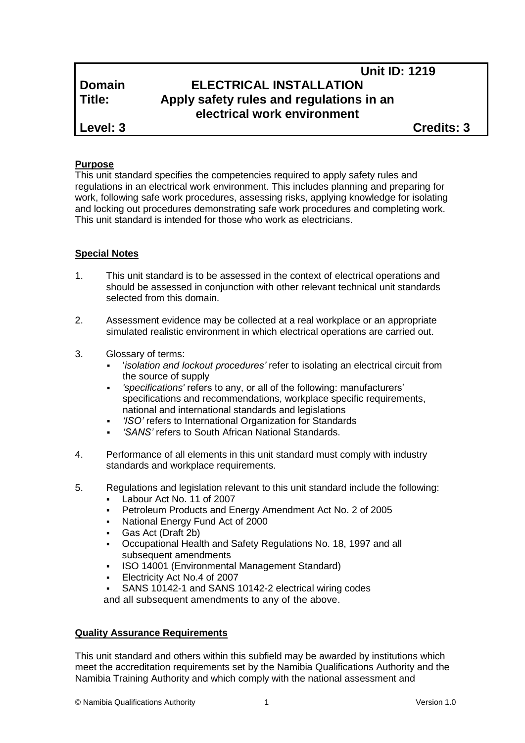**Unit ID: 1219**

**Domain** **ELECTRICAL INSTALLATION**

**Title:** **Apply safety rules and regulations in an electrical work environment**

**Level: 3** **Credits: 3**

**Purpose**

This unit standard specifies the competencies required to apply safety rules and regulations in an electrical work environment. This includes planning and preparing for work, following safe work procedures, assessing risks, applying knowledge for isolating and locking out procedures demonstrating safe work procedures and completing work. This unit standard is intended for those who work as electricians.

**Special Notes**

1. This unit standard is to be assessed in the context of electrical operations and should be assessed in conjunction with other relevant technical unit standards selected from this domain.

2. Assessment evidence may be collected at a real workplace or an appropriate simulated realistic environment in which electrical operations are carried out.

3. Glossary of terms:
   - '*isolation and lockout procedures'* refer to isolating an electrical circuit from the source of supply
   - *'specifications'* refers to any, or all of the following: manufacturers' specifications and recommendations, workplace specific requirements, national and international standards and legislations
   - *'ISO'* refers to International Organization for Standards
   - *'SANS'* refers to South African National Standards.

4. Performance of all elements in this unit standard must comply with industry standards and workplace requirements.

5. Regulations and legislation relevant to this unit standard include the following:
   - Labour Act No. 11 of 2007
   - Petroleum Products and Energy Amendment Act No. 2 of 2005
   - National Energy Fund Act of 2000
   - Gas Act (Draft 2b)
   - Occupational Health and Safety Regulations No. 18, 1997 and all subsequent amendments
   - ISO 14001 (Environmental Management Standard)
   - Electricity Act No.4 of 2007
   - SANS 10142-1 and SANS 10142-2 electrical wiring codes

   and all subsequent amendments to any of the above.

**Quality Assurance Requirements**

This unit standard and others within this subfield may be awarded by institutions which meet the accreditation requirements set by the Namibia Qualifications Authority and the Namibia Training Authority and which comply with the national assessment and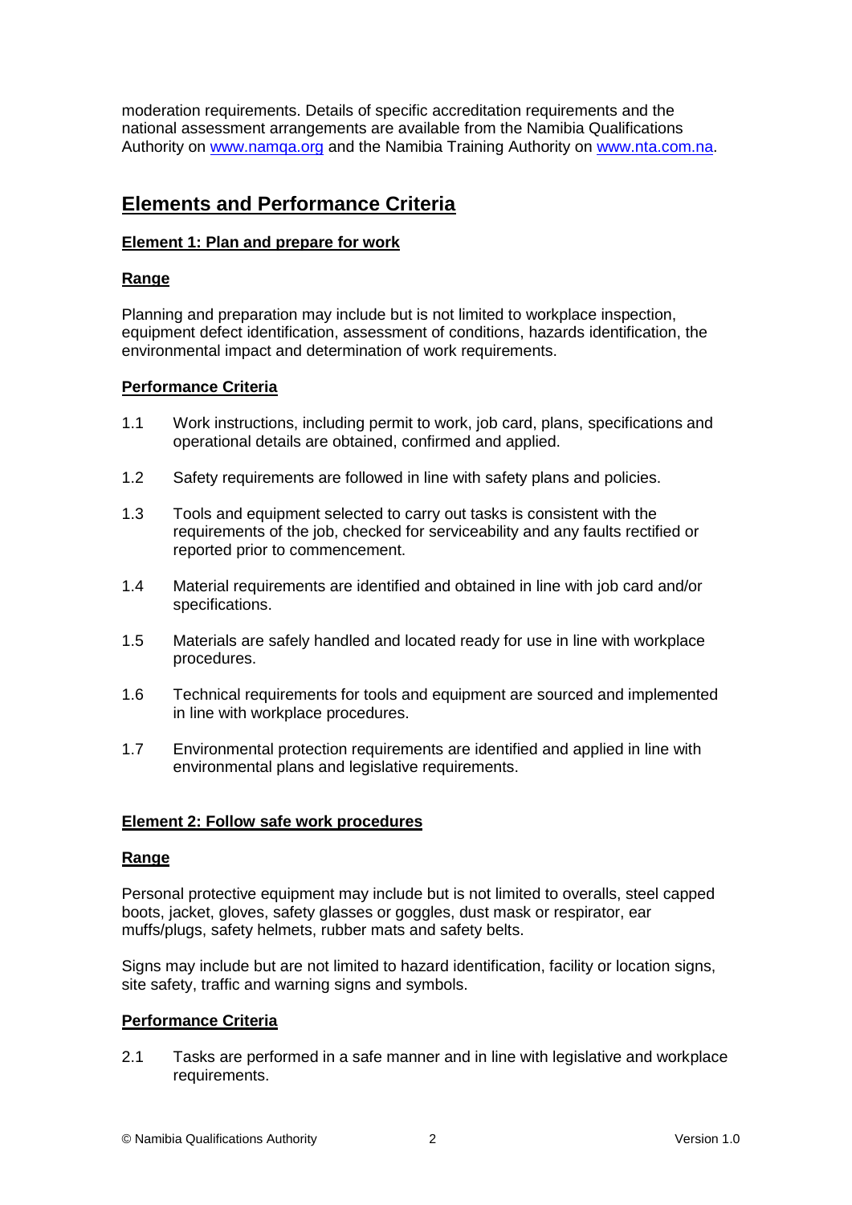moderation requirements. Details of specific accreditation requirements and the national assessment arrangements are available from the Namibia Qualifications Authority on [www.namqa.org](http://www.namqa.org) and the Namibia Training Authority on [www.nta.com.na](http://www.nta.com.na).

## Elements and Performance Criteria

### Element 1: Plan and prepare for work

#### Range

Planning and preparation may include but is not limited to workplace inspection, equipment defect identification, assessment of conditions, hazards identification, the environmental impact and determination of work requirements.

#### Performance Criteria

1.1 Work instructions, including permit to work, job card, plans, specifications and operational details are obtained, confirmed and applied.

1.2 Safety requirements are followed in line with safety plans and policies.

1.3 Tools and equipment selected to carry out tasks is consistent with the requirements of the job, checked for serviceability and any faults rectified or reported prior to commencement.

1.4 Material requirements are identified and obtained in line with job card and/or specifications.

1.5 Materials are safely handled and located ready for use in line with workplace procedures.

1.6 Technical requirements for tools and equipment are sourced and implemented in line with workplace procedures.

1.7 Environmental protection requirements are identified and applied in line with environmental plans and legislative requirements.

### Element 2: Follow safe work procedures

#### Range

Personal protective equipment may include but is not limited to overalls, steel capped boots, jacket, gloves, safety glasses or goggles, dust mask or respirator, ear muffs/plugs, safety helmets, rubber mats and safety belts.

Signs may include but are not limited to hazard identification, facility or location signs, site safety, traffic and warning signs and symbols.

#### Performance Criteria

2.1 Tasks are performed in a safe manner and in line with legislative and workplace requirements.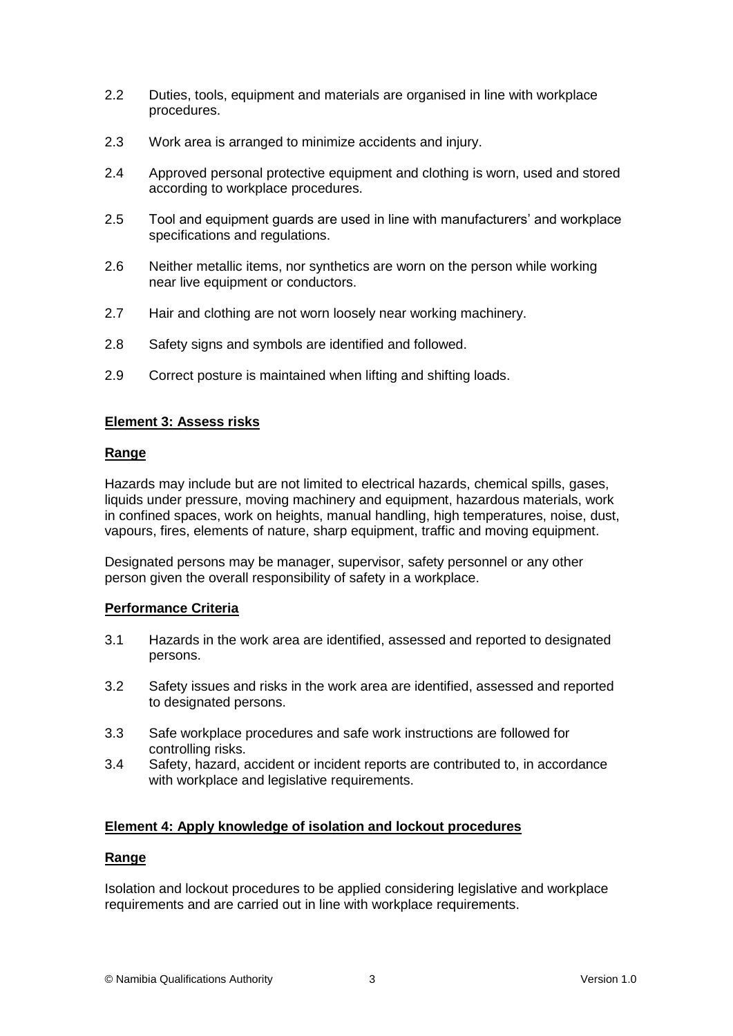2.2 Duties, tools, equipment and materials are organised in line with workplace procedures.

2.3 Work area is arranged to minimize accidents and injury.

2.4 Approved personal protective equipment and clothing is worn, used and stored according to workplace procedures.

2.5 Tool and equipment guards are used in line with manufacturers' and workplace specifications and regulations.

2.6 Neither metallic items, nor synthetics are worn on the person while working near live equipment or conductors.

2.7 Hair and clothing are not worn loosely near working machinery.

2.8 Safety signs and symbols are identified and followed.

2.9 Correct posture is maintained when lifting and shifting loads.

**Element 3: Assess risks**

**Range**

Hazards may include but are not limited to electrical hazards, chemical spills, gases, liquids under pressure, moving machinery and equipment, hazardous materials, work in confined spaces, work on heights, manual handling, high temperatures, noise, dust, vapours, fires, elements of nature, sharp equipment, traffic and moving equipment.

Designated persons may be manager, supervisor, safety personnel or any other person given the overall responsibility of safety in a workplace.

**Performance Criteria**

3.1 Hazards in the work area are identified, assessed and reported to designated persons.

3.2 Safety issues and risks in the work area are identified, assessed and reported to designated persons.

3.3 Safe workplace procedures and safe work instructions are followed for controlling risks.

3.4 Safety, hazard, accident or incident reports are contributed to, in accordance with workplace and legislative requirements.

**Element 4: Apply knowledge of isolation and lockout procedures**

**Range**

Isolation and lockout procedures to be applied considering legislative and workplace requirements and are carried out in line with workplace requirements.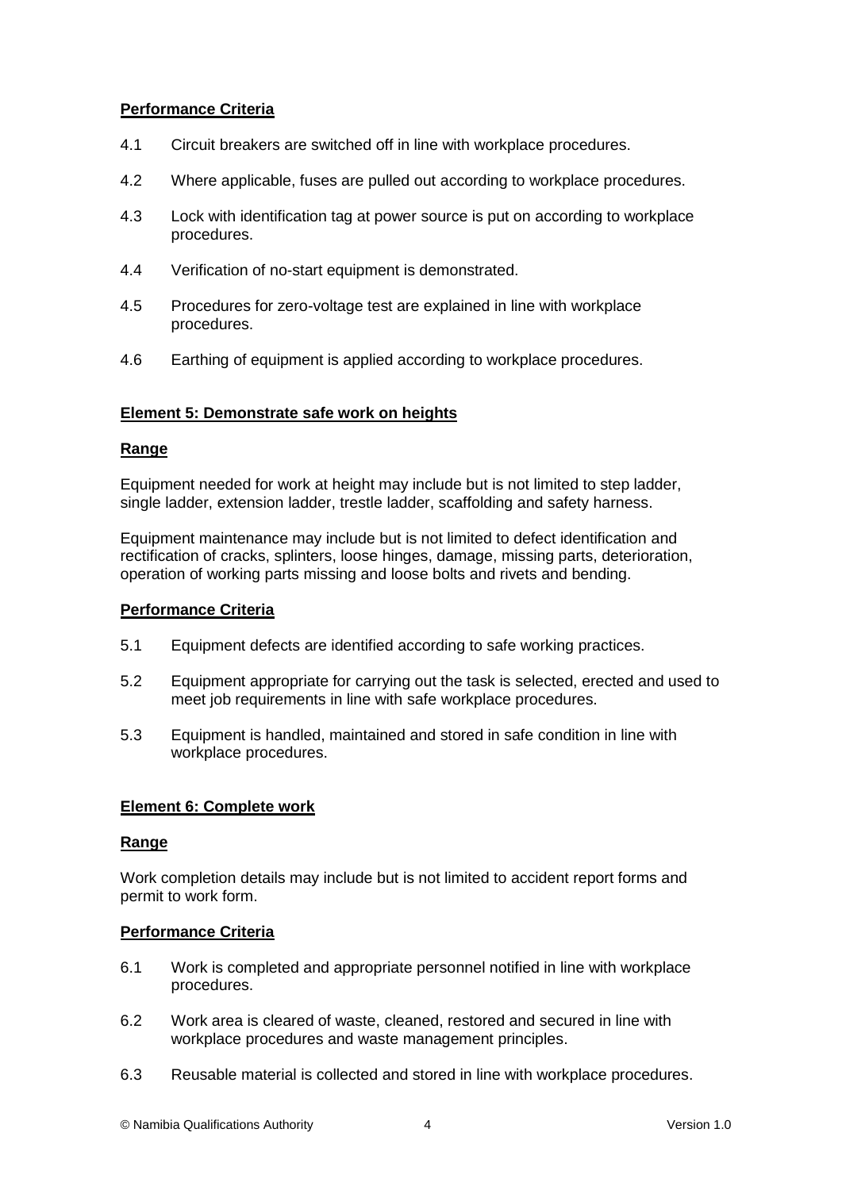**Performance Criteria**

4.1 Circuit breakers are switched off in line with workplace procedures.

4.2 Where applicable, fuses are pulled out according to workplace procedures.

4.3 Lock with identification tag at power source is put on according to workplace procedures.

4.4 Verification of no-start equipment is demonstrated.

4.5 Procedures for zero-voltage test are explained in line with workplace procedures.

4.6 Earthing of equipment is applied according to workplace procedures.

**Element 5: Demonstrate safe work on heights**

**Range**

Equipment needed for work at height may include but is not limited to step ladder, single ladder, extension ladder, trestle ladder, scaffolding and safety harness.

Equipment maintenance may include but is not limited to defect identification and rectification of cracks, splinters, loose hinges, damage, missing parts, deterioration, operation of working parts missing and loose bolts and rivets and bending.

**Performance Criteria**

5.1 Equipment defects are identified according to safe working practices.

5.2 Equipment appropriate for carrying out the task is selected, erected and used to meet job requirements in line with safe workplace procedures.

5.3 Equipment is handled, maintained and stored in safe condition in line with workplace procedures.

**Element 6: Complete work**

**Range**

Work completion details may include but is not limited to accident report forms and permit to work form.

**Performance Criteria**

6.1 Work is completed and appropriate personnel notified in line with workplace procedures.

6.2 Work area is cleared of waste, cleaned, restored and secured in line with workplace procedures and waste management principles.

6.3 Reusable material is collected and stored in line with workplace procedures.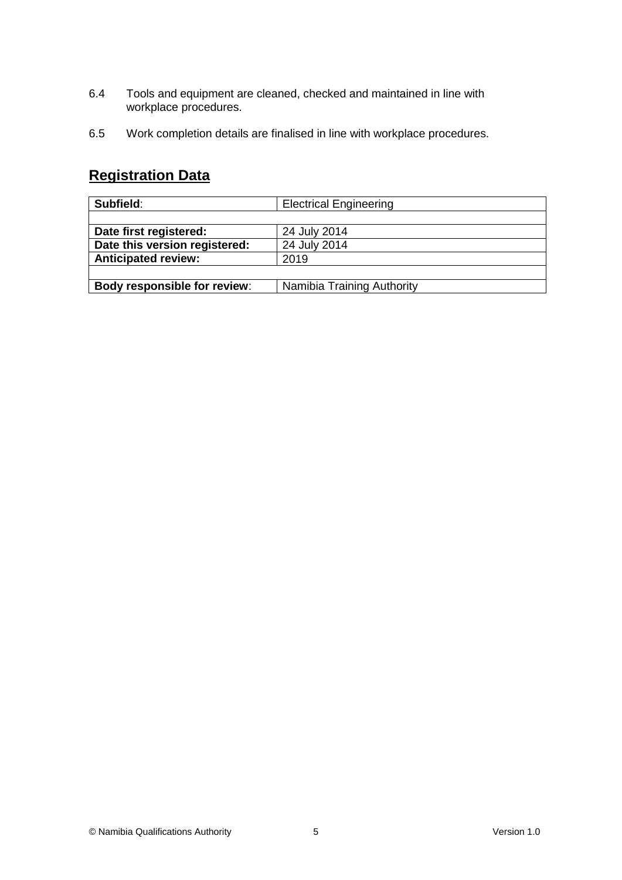6.4 Tools and equipment are cleaned, checked and maintained in line with workplace procedures.

6.5 Work completion details are finalised in line with workplace procedures.

## Registration Data

| | |
|---|---|
| **Subfield**: | Electrical Engineering |
| | |
| **Date first registered:** | 24 July 2014 |
| **Date this version registered:** | 24 July 2014 |
| **Anticipated review:** | 2019 |
| | |
| **Body responsible for review**: | Namibia Training Authority |